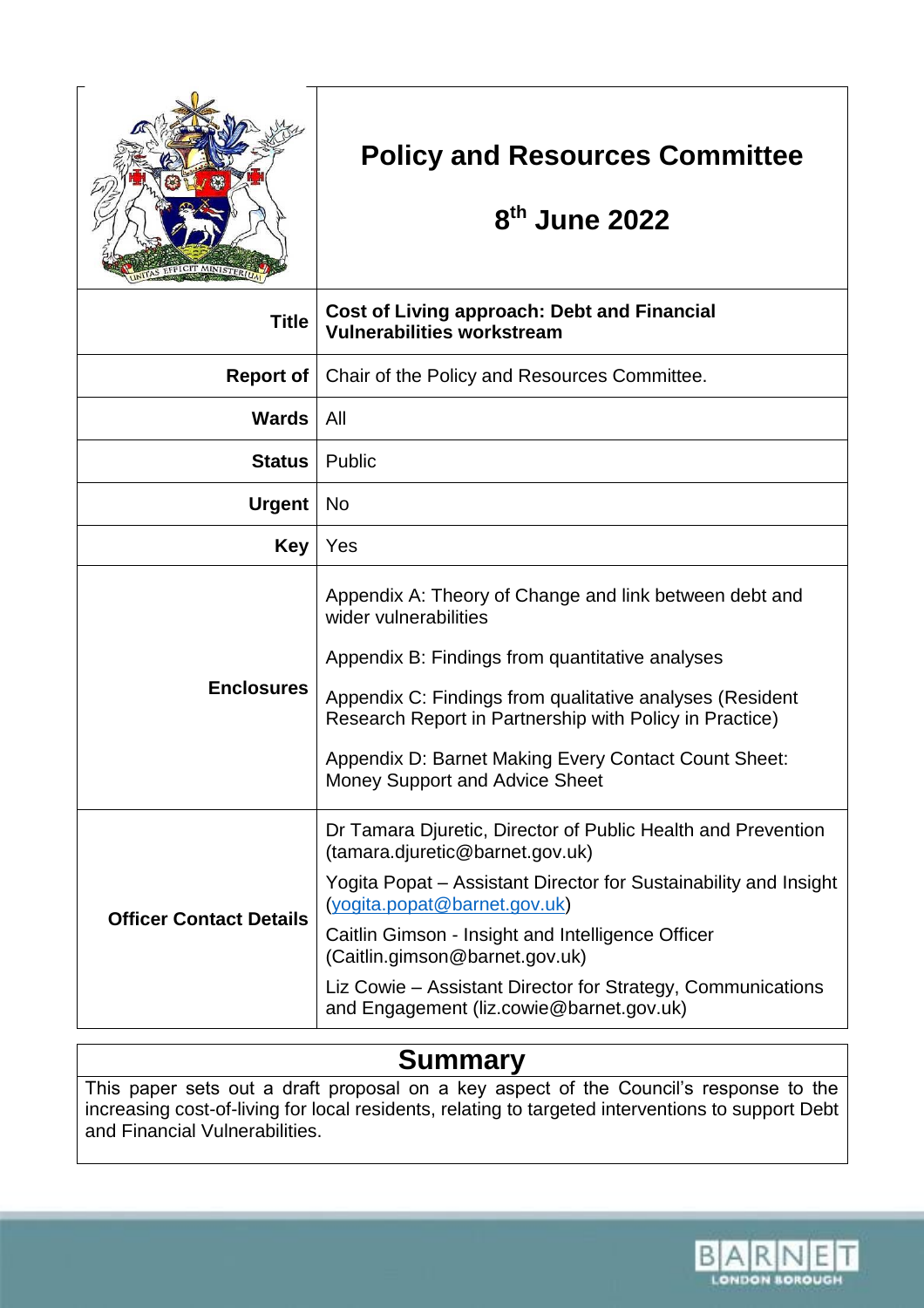# Policy and Resources Committee

## 8th June 2022

| | |
|---|---|
| **Title** | **Cost of Living approach: Debt and Financial Vulnerabilities workstream** |
| **Report of** | Chair of the Policy and Resources Committee. |
| **Wards** | All |
| **Status** | Public |
| **Urgent** | No |
| **Key** | Yes |
| **Enclosures** | Appendix A: Theory of Change and link between debt and wider vulnerabilities<br><br>Appendix B: Findings from quantitative analyses<br><br>Appendix C: Findings from qualitative analyses (Resident Research Report in Partnership with Policy in Practice)<br><br>Appendix D: Barnet Making Every Contact Count Sheet: Money Support and Advice Sheet |
| **Officer Contact Details** | Dr Tamara Djuretic, Director of Public Health and Prevention (tamara.djuretic@barnet.gov.uk)<br><br>Yogita Popat – Assistant Director for Sustainability and Insight (yogita.popat@barnet.gov.uk)<br><br>Caitlin Gimson - Insight and Intelligence Officer (Caitlin.gimson@barnet.gov.uk)<br><br>Liz Cowie – Assistant Director for Strategy, Communications and Engagement (liz.cowie@barnet.gov.uk) |

## Summary

This paper sets out a draft proposal on a key aspect of the Council's response to the increasing cost-of-living for local residents, relating to targeted interventions to support Debt and Financial Vulnerabilities.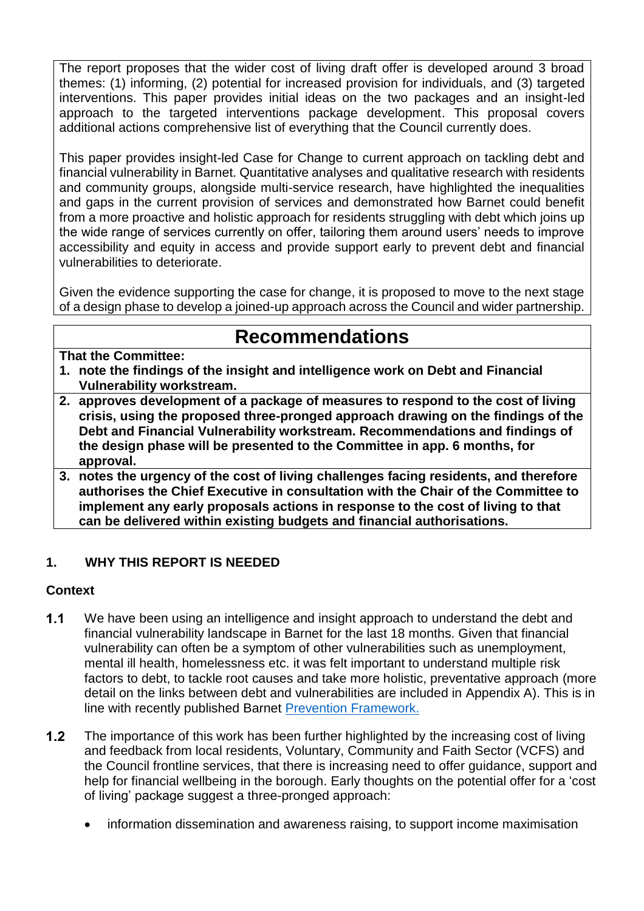The report proposes that the wider cost of living draft offer is developed around 3 broad themes: (1) informing, (2) potential for increased provision for individuals, and (3) targeted interventions. This paper provides initial ideas on the two packages and an insight-led approach to the targeted interventions package development. This proposal covers additional actions comprehensive list of everything that the Council currently does.

This paper provides insight-led Case for Change to current approach on tackling debt and financial vulnerability in Barnet. Quantitative analyses and qualitative research with residents and community groups, alongside multi-service research, have highlighted the inequalities and gaps in the current provision of services and demonstrated how Barnet could benefit from a more proactive and holistic approach for residents struggling with debt which joins up the wide range of services currently on offer, tailoring them around users' needs to improve accessibility and equity in access and provide support early to prevent debt and financial vulnerabilities to deteriorate.

Given the evidence supporting the case for change, it is proposed to move to the next stage of a design phase to develop a joined-up approach across the Council and wider partnership.

# Recommendations

**That the Committee:**

1. **note the findings of the insight and intelligence work on Debt and Financial Vulnerability workstream.**
2. **approves development of a package of measures to respond to the cost of living crisis, using the proposed three-pronged approach drawing on the findings of the Debt and Financial Vulnerability workstream. Recommendations and findings of the design phase will be presented to the Committee in app. 6 months, for approval.**
3. **notes the urgency of the cost of living challenges facing residents, and therefore authorises the Chief Executive in consultation with the Chair of the Committee to implement any early proposals actions in response to the cost of living to that can be delivered within existing budgets and financial authorisations.**

## 1. WHY THIS REPORT IS NEEDED

### Context

1.1 We have been using an intelligence and insight approach to understand the debt and financial vulnerability landscape in Barnet for the last 18 months. Given that financial vulnerability can often be a symptom of other vulnerabilities such as unemployment, mental ill health, homelessness etc. it was felt important to understand multiple risk factors to debt, to tackle root causes and take more holistic, preventative approach (more detail on the links between debt and vulnerabilities are included in Appendix A). This is in line with recently published Barnet [Prevention Framework.]

1.2 The importance of this work has been further highlighted by the increasing cost of living and feedback from local residents, Voluntary, Community and Faith Sector (VCFS) and the Council frontline services, that there is increasing need to offer guidance, support and help for financial wellbeing in the borough. Early thoughts on the potential offer for a 'cost of living' package suggest a three-pronged approach:

- information dissemination and awareness raising, to support income maximisation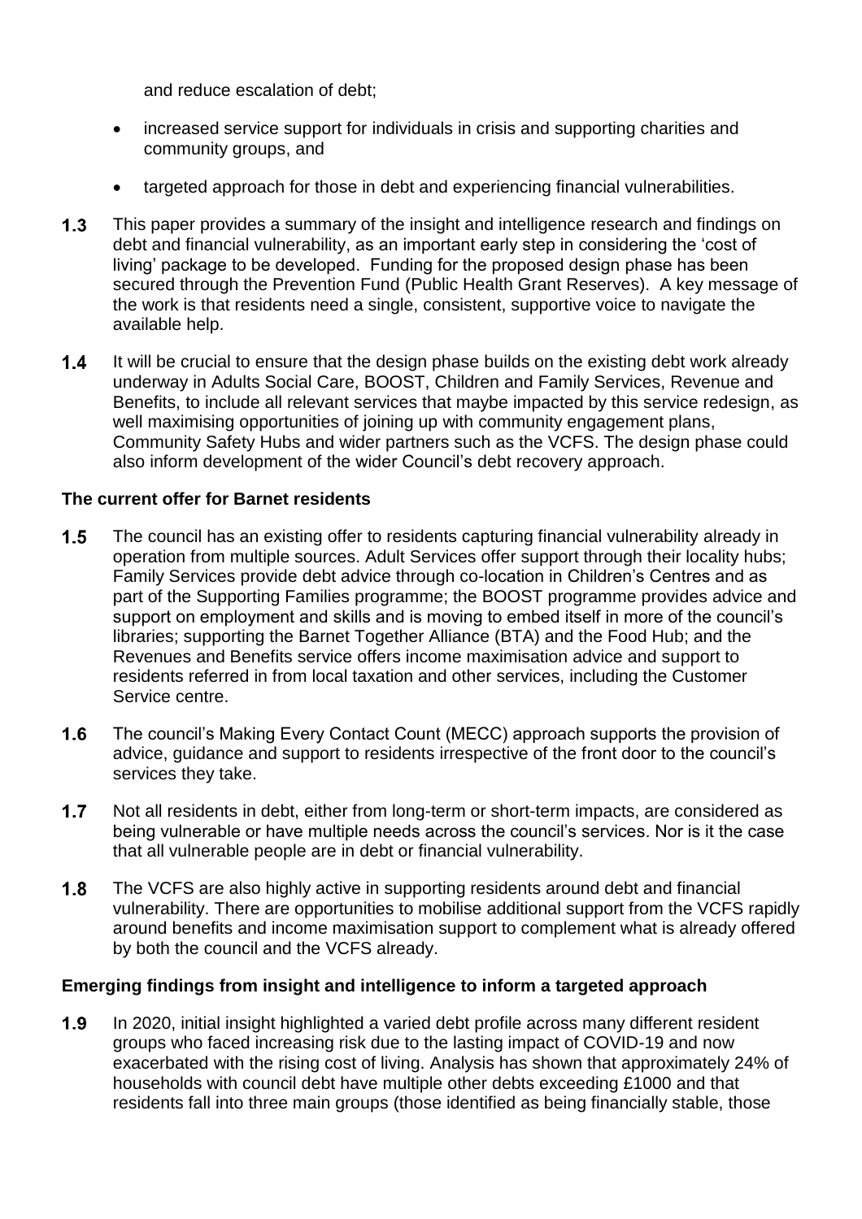and reduce escalation of debt;

- increased service support for individuals in crisis and supporting charities and community groups, and
- targeted approach for those in debt and experiencing financial vulnerabilities.

**1.3** This paper provides a summary of the insight and intelligence research and findings on debt and financial vulnerability, as an important early step in considering the 'cost of living' package to be developed. Funding for the proposed design phase has been secured through the Prevention Fund (Public Health Grant Reserves). A key message of the work is that residents need a single, consistent, supportive voice to navigate the available help.

**1.4** It will be crucial to ensure that the design phase builds on the existing debt work already underway in Adults Social Care, BOOST, Children and Family Services, Revenue and Benefits, to include all relevant services that maybe impacted by this service redesign, as well maximising opportunities of joining up with community engagement plans, Community Safety Hubs and wider partners such as the VCFS. The design phase could also inform development of the wider Council's debt recovery approach.

**The current offer for Barnet residents**

**1.5** The council has an existing offer to residents capturing financial vulnerability already in operation from multiple sources. Adult Services offer support through their locality hubs; Family Services provide debt advice through co-location in Children's Centres and as part of the Supporting Families programme; the BOOST programme provides advice and support on employment and skills and is moving to embed itself in more of the council's libraries; supporting the Barnet Together Alliance (BTA) and the Food Hub; and the Revenues and Benefits service offers income maximisation advice and support to residents referred in from local taxation and other services, including the Customer Service centre.

**1.6** The council's Making Every Contact Count (MECC) approach supports the provision of advice, guidance and support to residents irrespective of the front door to the council's services they take.

**1.7** Not all residents in debt, either from long-term or short-term impacts, are considered as being vulnerable or have multiple needs across the council's services. Nor is it the case that all vulnerable people are in debt or financial vulnerability.

**1.8** The VCFS are also highly active in supporting residents around debt and financial vulnerability. There are opportunities to mobilise additional support from the VCFS rapidly around benefits and income maximisation support to complement what is already offered by both the council and the VCFS already.

**Emerging findings from insight and intelligence to inform a targeted approach**

**1.9** In 2020, initial insight highlighted a varied debt profile across many different resident groups who faced increasing risk due to the lasting impact of COVID-19 and now exacerbated with the rising cost of living. Analysis has shown that approximately 24% of households with council debt have multiple other debts exceeding £1000 and that residents fall into three main groups (those identified as being financially stable, those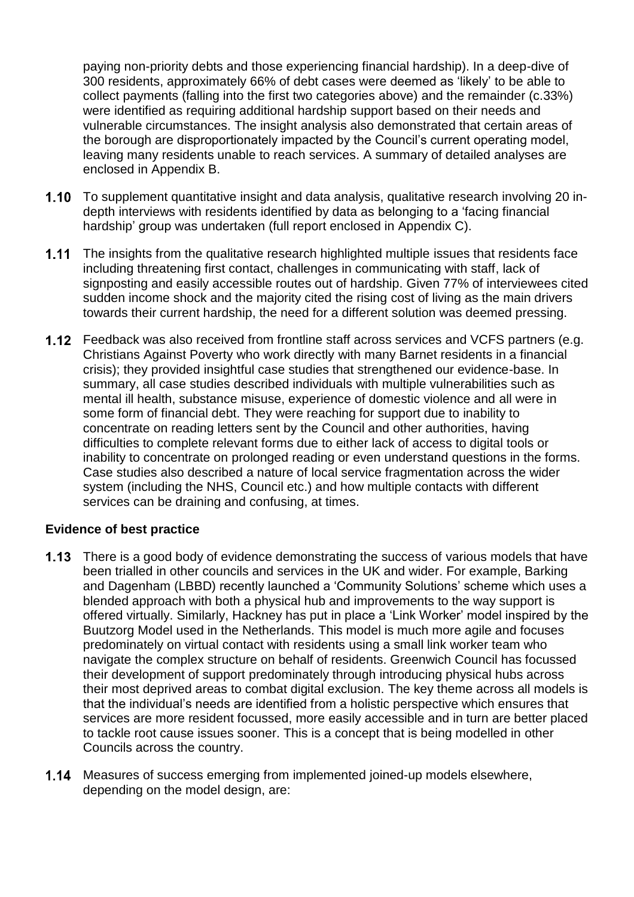paying non-priority debts and those experiencing financial hardship). In a deep-dive of 300 residents, approximately 66% of debt cases were deemed as 'likely' to be able to collect payments (falling into the first two categories above) and the remainder (c.33%) were identified as requiring additional hardship support based on their needs and vulnerable circumstances. The insight analysis also demonstrated that certain areas of the borough are disproportionately impacted by the Council's current operating model, leaving many residents unable to reach services. A summary of detailed analyses are enclosed in Appendix B.

**1.10** To supplement quantitative insight and data analysis, qualitative research involving 20 in-depth interviews with residents identified by data as belonging to a 'facing financial hardship' group was undertaken (full report enclosed in Appendix C).

**1.11** The insights from the qualitative research highlighted multiple issues that residents face including threatening first contact, challenges in communicating with staff, lack of signposting and easily accessible routes out of hardship. Given 77% of interviewees cited sudden income shock and the majority cited the rising cost of living as the main drivers towards their current hardship, the need for a different solution was deemed pressing.

**1.12** Feedback was also received from frontline staff across services and VCFS partners (e.g. Christians Against Poverty who work directly with many Barnet residents in a financial crisis); they provided insightful case studies that strengthened our evidence-base. In summary, all case studies described individuals with multiple vulnerabilities such as mental ill health, substance misuse, experience of domestic violence and all were in some form of financial debt. They were reaching for support due to inability to concentrate on reading letters sent by the Council and other authorities, having difficulties to complete relevant forms due to either lack of access to digital tools or inability to concentrate on prolonged reading or even understand questions in the forms. Case studies also described a nature of local service fragmentation across the wider system (including the NHS, Council etc.) and how multiple contacts with different services can be draining and confusing, at times.

**Evidence of best practice**

**1.13** There is a good body of evidence demonstrating the success of various models that have been trialled in other councils and services in the UK and wider. For example, Barking and Dagenham (LBBD) recently launched a 'Community Solutions' scheme which uses a blended approach with both a physical hub and improvements to the way support is offered virtually. Similarly, Hackney has put in place a 'Link Worker' model inspired by the Buutzorg Model used in the Netherlands. This model is much more agile and focuses predominately on virtual contact with residents using a small link worker team who navigate the complex structure on behalf of residents. Greenwich Council has focussed their development of support predominately through introducing physical hubs across their most deprived areas to combat digital exclusion. The key theme across all models is that the individual's needs are identified from a holistic perspective which ensures that services are more resident focussed, more easily accessible and in turn are better placed to tackle root cause issues sooner. This is a concept that is being modelled in other Councils across the country.

**1.14** Measures of success emerging from implemented joined-up models elsewhere, depending on the model design, are: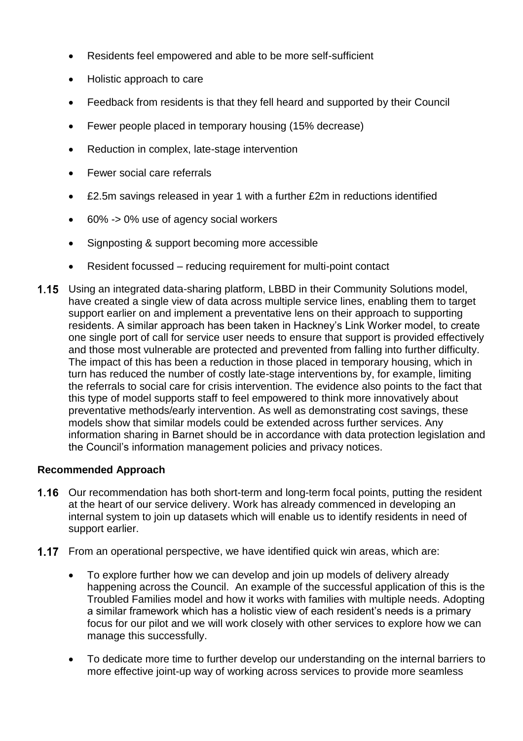- Residents feel empowered and able to be more self-sufficient
- Holistic approach to care
- Feedback from residents is that they fell heard and supported by their Council
- Fewer people placed in temporary housing (15% decrease)
- Reduction in complex, late-stage intervention
- Fewer social care referrals
- £2.5m savings released in year 1 with a further £2m in reductions identified
- 60% -> 0% use of agency social workers
- Signposting & support becoming more accessible
- Resident focussed – reducing requirement for multi-point contact

**1.15** Using an integrated data-sharing platform, LBBD in their Community Solutions model, have created a single view of data across multiple service lines, enabling them to target support earlier on and implement a preventative lens on their approach to supporting residents. A similar approach has been taken in Hackney's Link Worker model, to create one single port of call for service user needs to ensure that support is provided effectively and those most vulnerable are protected and prevented from falling into further difficulty. The impact of this has been a reduction in those placed in temporary housing, which in turn has reduced the number of costly late-stage interventions by, for example, limiting the referrals to social care for crisis intervention. The evidence also points to the fact that this type of model supports staff to feel empowered to think more innovatively about preventative methods/early intervention. As well as demonstrating cost savings, these models show that similar models could be extended across further services. Any information sharing in Barnet should be in accordance with data protection legislation and the Council's information management policies and privacy notices.

**Recommended Approach**

**1.16** Our recommendation has both short-term and long-term focal points, putting the resident at the heart of our service delivery. Work has already commenced in developing an internal system to join up datasets which will enable us to identify residents in need of support earlier.

**1.17** From an operational perspective, we have identified quick win areas, which are:

- To explore further how we can develop and join up models of delivery already happening across the Council. An example of the successful application of this is the Troubled Families model and how it works with families with multiple needs. Adopting a similar framework which has a holistic view of each resident's needs is a primary focus for our pilot and we will work closely with other services to explore how we can manage this successfully.
- To dedicate more time to further develop our understanding on the internal barriers to more effective joint-up way of working across services to provide more seamless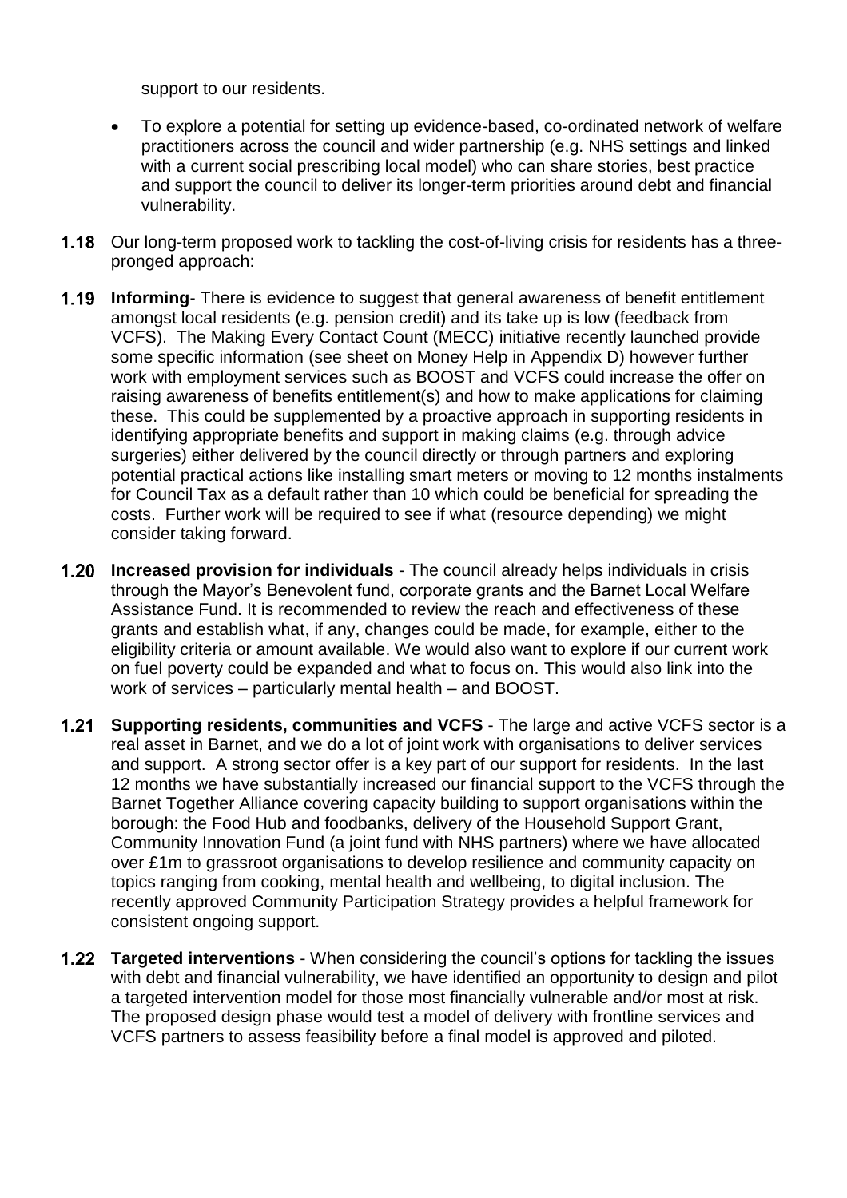support to our residents.

- To explore a potential for setting up evidence-based, co-ordinated network of welfare practitioners across the council and wider partnership (e.g. NHS settings and linked with a current social prescribing local model) who can share stories, best practice and support the council to deliver its longer-term priorities around debt and financial vulnerability.

**1.18** Our long-term proposed work to tackling the cost-of-living crisis for residents has a three-pronged approach:

**1.19** **Informing**- There is evidence to suggest that general awareness of benefit entitlement amongst local residents (e.g. pension credit) and its take up is low (feedback from VCFS). The Making Every Contact Count (MECC) initiative recently launched provide some specific information (see sheet on Money Help in Appendix D) however further work with employment services such as BOOST and VCFS could increase the offer on raising awareness of benefits entitlement(s) and how to make applications for claiming these. This could be supplemented by a proactive approach in supporting residents in identifying appropriate benefits and support in making claims (e.g. through advice surgeries) either delivered by the council directly or through partners and exploring potential practical actions like installing smart meters or moving to 12 months instalments for Council Tax as a default rather than 10 which could be beneficial for spreading the costs. Further work will be required to see if what (resource depending) we might consider taking forward.

**1.20** **Increased provision for individuals** - The council already helps individuals in crisis through the Mayor's Benevolent fund, corporate grants and the Barnet Local Welfare Assistance Fund. It is recommended to review the reach and effectiveness of these grants and establish what, if any, changes could be made, for example, either to the eligibility criteria or amount available. We would also want to explore if our current work on fuel poverty could be expanded and what to focus on. This would also link into the work of services – particularly mental health – and BOOST.

**1.21** **Supporting residents, communities and VCFS** - The large and active VCFS sector is a real asset in Barnet, and we do a lot of joint work with organisations to deliver services and support. A strong sector offer is a key part of our support for residents. In the last 12 months we have substantially increased our financial support to the VCFS through the Barnet Together Alliance covering capacity building to support organisations within the borough: the Food Hub and foodbanks, delivery of the Household Support Grant, Community Innovation Fund (a joint fund with NHS partners) where we have allocated over £1m to grassroot organisations to develop resilience and community capacity on topics ranging from cooking, mental health and wellbeing, to digital inclusion. The recently approved Community Participation Strategy provides a helpful framework for consistent ongoing support.

**1.22** **Targeted interventions** - When considering the council's options for tackling the issues with debt and financial vulnerability, we have identified an opportunity to design and pilot a targeted intervention model for those most financially vulnerable and/or most at risk. The proposed design phase would test a model of delivery with frontline services and VCFS partners to assess feasibility before a final model is approved and piloted.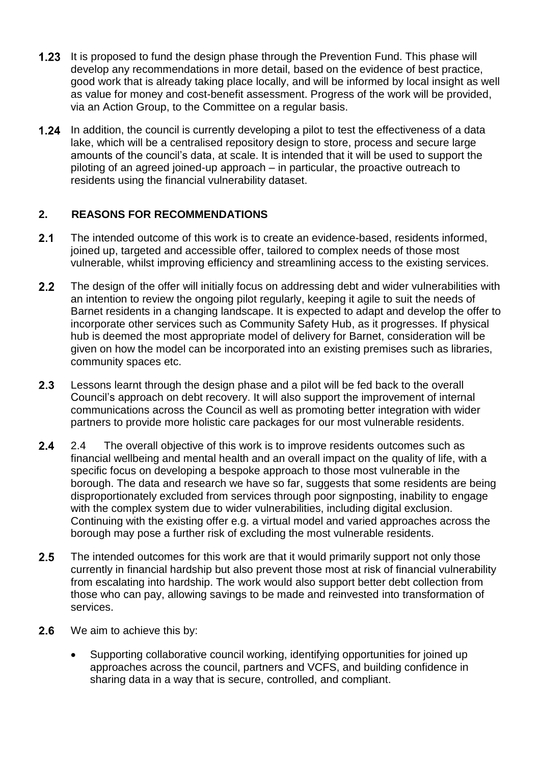1.23 It is proposed to fund the design phase through the Prevention Fund. This phase will develop any recommendations in more detail, based on the evidence of best practice, good work that is already taking place locally, and will be informed by local insight as well as value for money and cost-benefit assessment. Progress of the work will be provided, via an Action Group, to the Committee on a regular basis.

1.24 In addition, the council is currently developing a pilot to test the effectiveness of a data lake, which will be a centralised repository design to store, process and secure large amounts of the council's data, at scale. It is intended that it will be used to support the piloting of an agreed joined-up approach – in particular, the proactive outreach to residents using the financial vulnerability dataset.

## 2. REASONS FOR RECOMMENDATIONS

2.1 The intended outcome of this work is to create an evidence-based, residents informed, joined up, targeted and accessible offer, tailored to complex needs of those most vulnerable, whilst improving efficiency and streamlining access to the existing services.

2.2 The design of the offer will initially focus on addressing debt and wider vulnerabilities with an intention to review the ongoing pilot regularly, keeping it agile to suit the needs of Barnet residents in a changing landscape. It is expected to adapt and develop the offer to incorporate other services such as Community Safety Hub, as it progresses. If physical hub is deemed the most appropriate model of delivery for Barnet, consideration will be given on how the model can be incorporated into an existing premises such as libraries, community spaces etc.

2.3 Lessons learnt through the design phase and a pilot will be fed back to the overall Council's approach on debt recovery. It will also support the improvement of internal communications across the Council as well as promoting better integration with wider partners to provide more holistic care packages for our most vulnerable residents.

2.4 2.4 The overall objective of this work is to improve residents outcomes such as financial wellbeing and mental health and an overall impact on the quality of life, with a specific focus on developing a bespoke approach to those most vulnerable in the borough. The data and research we have so far, suggests that some residents are being disproportionately excluded from services through poor signposting, inability to engage with the complex system due to wider vulnerabilities, including digital exclusion. Continuing with the existing offer e.g. a virtual model and varied approaches across the borough may pose a further risk of excluding the most vulnerable residents.

2.5 The intended outcomes for this work are that it would primarily support not only those currently in financial hardship but also prevent those most at risk of financial vulnerability from escalating into hardship. The work would also support better debt collection from those who can pay, allowing savings to be made and reinvested into transformation of services.

2.6 We aim to achieve this by:

- Supporting collaborative council working, identifying opportunities for joined up approaches across the council, partners and VCFS, and building confidence in sharing data in a way that is secure, controlled, and compliant.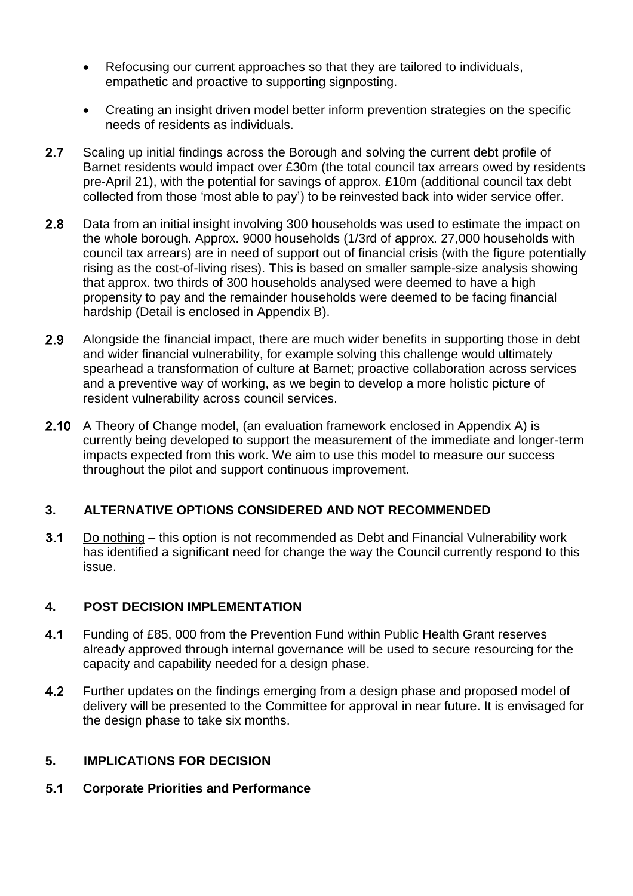- Refocusing our current approaches so that they are tailored to individuals, empathetic and proactive to supporting signposting.

- Creating an insight driven model better inform prevention strategies on the specific needs of residents as individuals.

**2.7** Scaling up initial findings across the Borough and solving the current debt profile of Barnet residents would impact over £30m (the total council tax arrears owed by residents pre-April 21), with the potential for savings of approx. £10m (additional council tax debt collected from those 'most able to pay') to be reinvested back into wider service offer.

**2.8** Data from an initial insight involving 300 households was used to estimate the impact on the whole borough. Approx. 9000 households (1/3rd of approx. 27,000 households with council tax arrears) are in need of support out of financial crisis (with the figure potentially rising as the cost-of-living rises). This is based on smaller sample-size analysis showing that approx. two thirds of 300 households analysed were deemed to have a high propensity to pay and the remainder households were deemed to be facing financial hardship (Detail is enclosed in Appendix B).

**2.9** Alongside the financial impact, there are much wider benefits in supporting those in debt and wider financial vulnerability, for example solving this challenge would ultimately spearhead a transformation of culture at Barnet; proactive collaboration across services and a preventive way of working, as we begin to develop a more holistic picture of resident vulnerability across council services.

**2.10** A Theory of Change model, (an evaluation framework enclosed in Appendix A) is currently being developed to support the measurement of the immediate and longer-term impacts expected from this work. We aim to use this model to measure our success throughout the pilot and support continuous improvement.

## 3. ALTERNATIVE OPTIONS CONSIDERED AND NOT RECOMMENDED

**3.1** Do nothing – this option is not recommended as Debt and Financial Vulnerability work has identified a significant need for change the way the Council currently respond to this issue.

## 4. POST DECISION IMPLEMENTATION

**4.1** Funding of £85, 000 from the Prevention Fund within Public Health Grant reserves already approved through internal governance will be used to secure resourcing for the capacity and capability needed for a design phase.

**4.2** Further updates on the findings emerging from a design phase and proposed model of delivery will be presented to the Committee for approval in near future. It is envisaged for the design phase to take six months.

## 5. IMPLICATIONS FOR DECISION

### 5.1 Corporate Priorities and Performance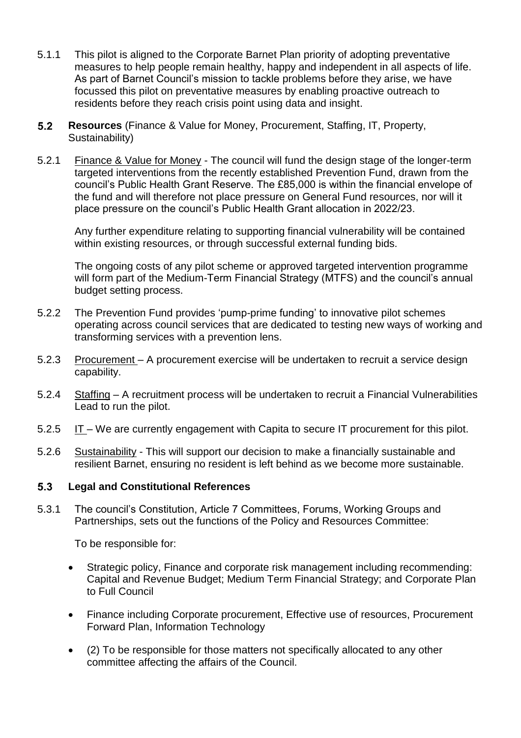5.1.1 This pilot is aligned to the Corporate Barnet Plan priority of adopting preventative measures to help people remain healthy, happy and independent in all aspects of life. As part of Barnet Council's mission to tackle problems before they arise, we have focussed this pilot on preventative measures by enabling proactive outreach to residents before they reach crisis point using data and insight.

**5.2 Resources** (Finance & Value for Money, Procurement, Staffing, IT, Property, Sustainability)

5.2.1 Finance & Value for Money - The council will fund the design stage of the longer-term targeted interventions from the recently established Prevention Fund, drawn from the council's Public Health Grant Reserve. The £85,000 is within the financial envelope of the fund and will therefore not place pressure on General Fund resources, nor will it place pressure on the council's Public Health Grant allocation in 2022/23.

Any further expenditure relating to supporting financial vulnerability will be contained within existing resources, or through successful external funding bids.

The ongoing costs of any pilot scheme or approved targeted intervention programme will form part of the Medium-Term Financial Strategy (MTFS) and the council's annual budget setting process.

5.2.2 The Prevention Fund provides 'pump-prime funding' to innovative pilot schemes operating across council services that are dedicated to testing new ways of working and transforming services with a prevention lens.

5.2.3 Procurement – A procurement exercise will be undertaken to recruit a service design capability.

5.2.4 Staffing – A recruitment process will be undertaken to recruit a Financial Vulnerabilities Lead to run the pilot.

5.2.5 IT – We are currently engagement with Capita to secure IT procurement for this pilot.

5.2.6 Sustainability - This will support our decision to make a financially sustainable and resilient Barnet, ensuring no resident is left behind as we become more sustainable.

**5.3 Legal and Constitutional References**

5.3.1 The council's Constitution, Article 7 Committees, Forums, Working Groups and Partnerships, sets out the functions of the Policy and Resources Committee:

To be responsible for:

- Strategic policy, Finance and corporate risk management including recommending: Capital and Revenue Budget; Medium Term Financial Strategy; and Corporate Plan to Full Council
- Finance including Corporate procurement, Effective use of resources, Procurement Forward Plan, Information Technology
- (2) To be responsible for those matters not specifically allocated to any other committee affecting the affairs of the Council.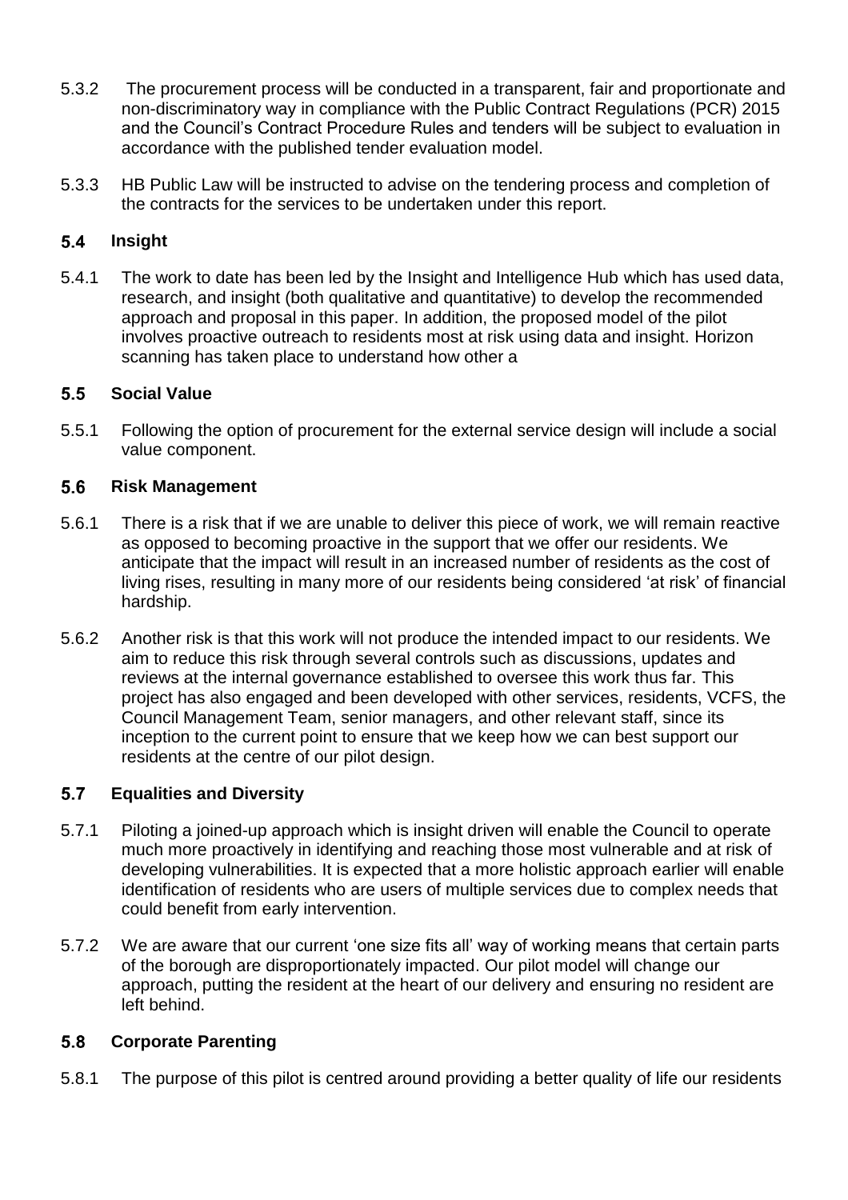5.3.2 The procurement process will be conducted in a transparent, fair and proportionate and non-discriminatory way in compliance with the Public Contract Regulations (PCR) 2015 and the Council's Contract Procedure Rules and tenders will be subject to evaluation in accordance with the published tender evaluation model.

5.3.3 HB Public Law will be instructed to advise on the tendering process and completion of the contracts for the services to be undertaken under this report.

### 5.4 Insight

5.4.1 The work to date has been led by the Insight and Intelligence Hub which has used data, research, and insight (both qualitative and quantitative) to develop the recommended approach and proposal in this paper. In addition, the proposed model of the pilot involves proactive outreach to residents most at risk using data and insight. Horizon scanning has taken place to understand how other a

### 5.5 Social Value

5.5.1 Following the option of procurement for the external service design will include a social value component.

### 5.6 Risk Management

5.6.1 There is a risk that if we are unable to deliver this piece of work, we will remain reactive as opposed to becoming proactive in the support that we offer our residents. We anticipate that the impact will result in an increased number of residents as the cost of living rises, resulting in many more of our residents being considered 'at risk' of financial hardship.

5.6.2 Another risk is that this work will not produce the intended impact to our residents. We aim to reduce this risk through several controls such as discussions, updates and reviews at the internal governance established to oversee this work thus far. This project has also engaged and been developed with other services, residents, VCFS, the Council Management Team, senior managers, and other relevant staff, since its inception to the current point to ensure that we keep how we can best support our residents at the centre of our pilot design.

### 5.7 Equalities and Diversity

5.7.1 Piloting a joined-up approach which is insight driven will enable the Council to operate much more proactively in identifying and reaching those most vulnerable and at risk of developing vulnerabilities. It is expected that a more holistic approach earlier will enable identification of residents who are users of multiple services due to complex needs that could benefit from early intervention.

5.7.2 We are aware that our current 'one size fits all' way of working means that certain parts of the borough are disproportionately impacted. Our pilot model will change our approach, putting the resident at the heart of our delivery and ensuring no resident are left behind.

### 5.8 Corporate Parenting

5.8.1 The purpose of this pilot is centred around providing a better quality of life our residents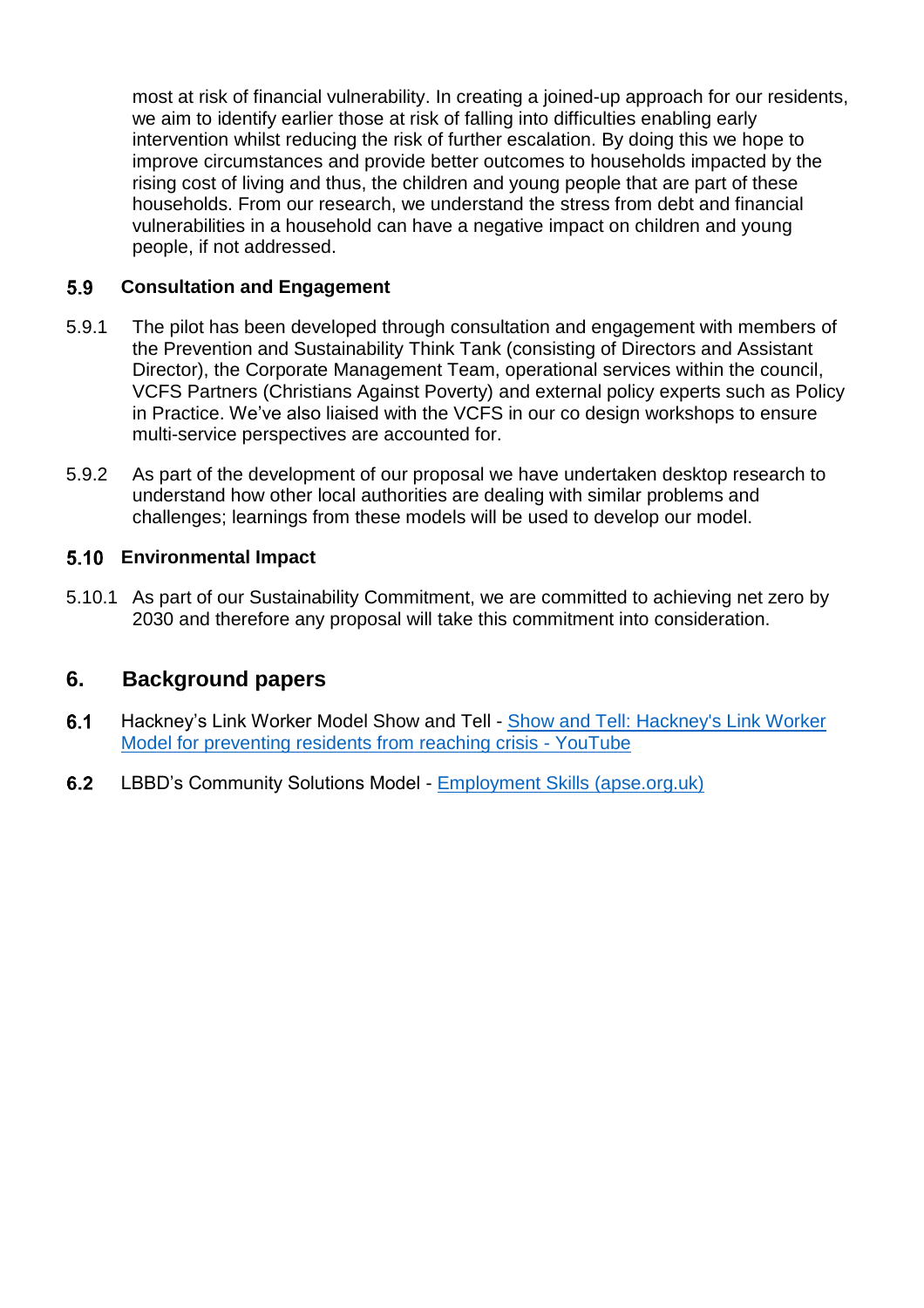most at risk of financial vulnerability. In creating a joined-up approach for our residents, we aim to identify earlier those at risk of falling into difficulties enabling early intervention whilst reducing the risk of further escalation. By doing this we hope to improve circumstances and provide better outcomes to households impacted by the rising cost of living and thus, the children and young people that are part of these households. From our research, we understand the stress from debt and financial vulnerabilities in a household can have a negative impact on children and young people, if not addressed.

### 5.9 Consultation and Engagement

5.9.1 The pilot has been developed through consultation and engagement with members of the Prevention and Sustainability Think Tank (consisting of Directors and Assistant Director), the Corporate Management Team, operational services within the council, VCFS Partners (Christians Against Poverty) and external policy experts such as Policy in Practice. We've also liaised with the VCFS in our co design workshops to ensure multi-service perspectives are accounted for.

5.9.2 As part of the development of our proposal we have undertaken desktop research to understand how other local authorities are dealing with similar problems and challenges; learnings from these models will be used to develop our model.

### 5.10 Environmental Impact

5.10.1 As part of our Sustainability Commitment, we are committed to achieving net zero by 2030 and therefore any proposal will take this commitment into consideration.

## 6. Background papers

**6.1** Hackney's Link Worker Model Show and Tell - [Show and Tell: Hackney's Link Worker Model for preventing residents from reaching crisis - YouTube]()

**6.2** LBBD's Community Solutions Model - [Employment Skills (apse.org.uk)]()